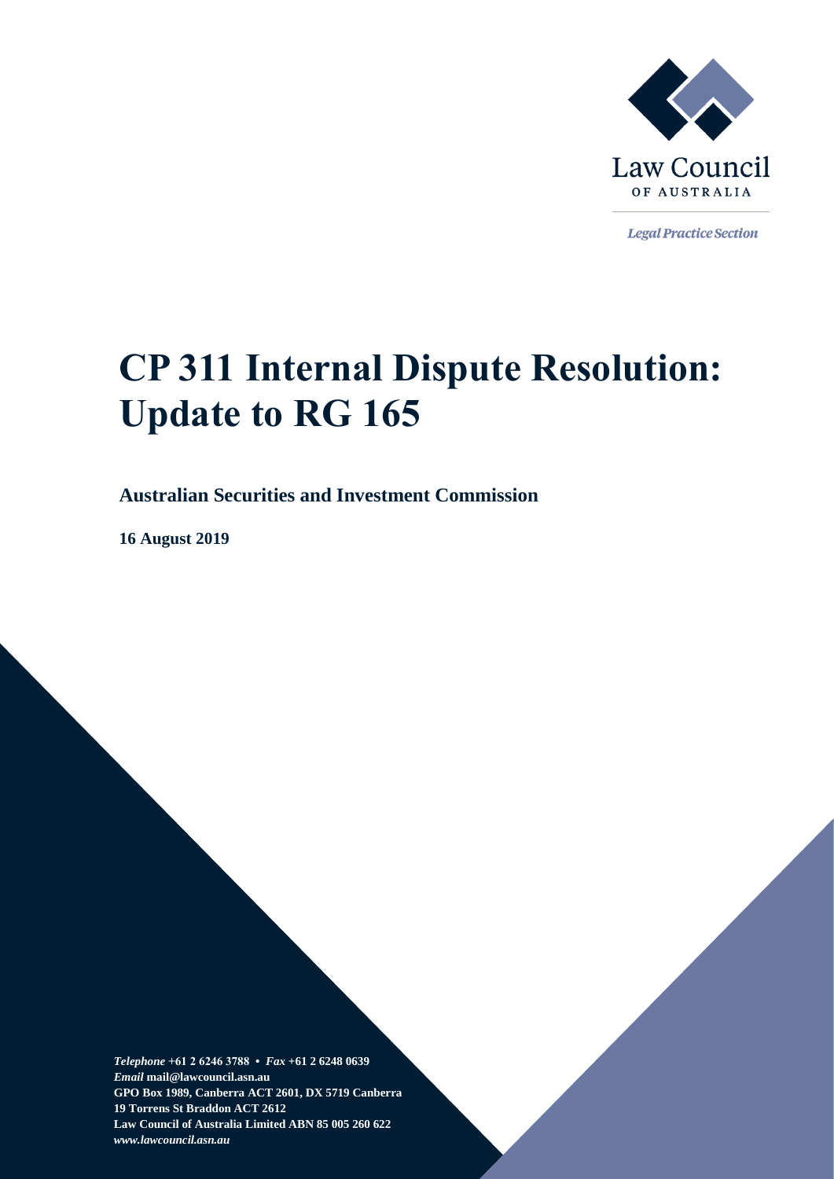Law Council

OF AUSTRALIA

*Legal Practice Section*

# CP 311 Internal Dispute Resolution: Update to RG 165

**Australian Securities and Investment Commission**

**16 August 2019**

***Telephone*** **+61 2 6246 3788 •** ***Fax*** **+61 2 6248 0639**
***Email*** **mail@lawcouncil.asn.au**
**GPO Box 1989, Canberra ACT 2601, DX 5719 Canberra**
**19 Torrens St Braddon ACT 2612**
**Law Council of Australia Limited ABN 85 005 260 622**
***www.lawcouncil.asn.au***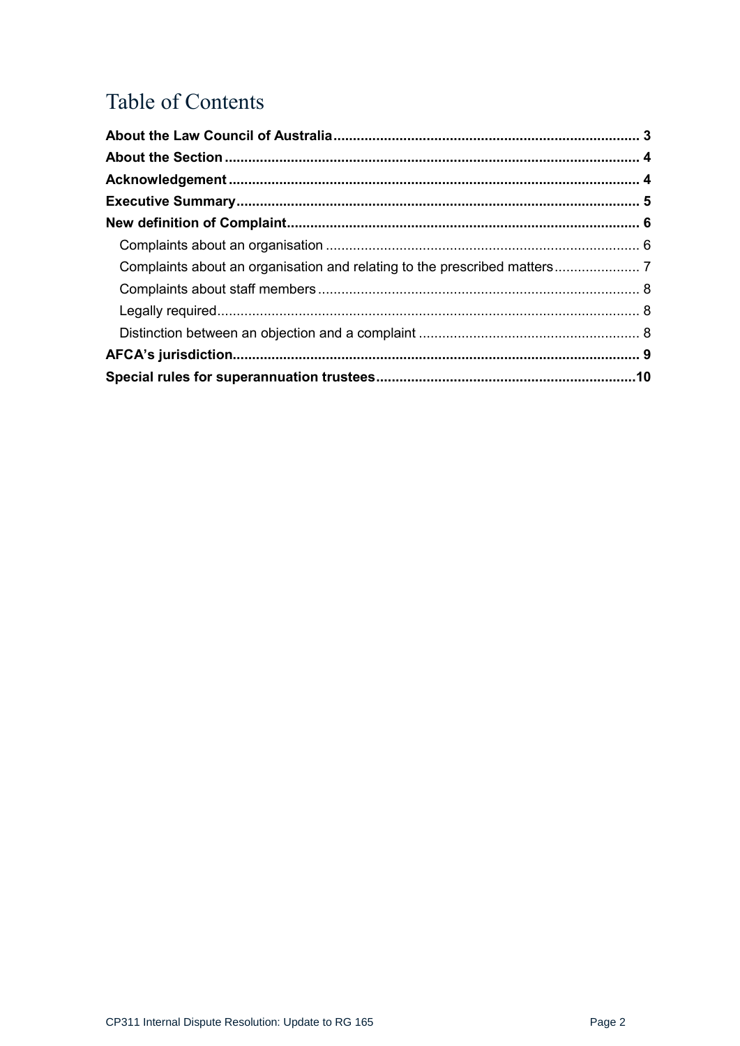# Table of Contents

**About the Law Council of Australia** .......... 3

**About the Section** .......... 4

**Acknowledgement** .......... 4

**Executive Summary** .......... 5

**New definition of Complaint** .......... 6

- Complaints about an organisation .......... 6
- Complaints about an organisation and relating to the prescribed matters .......... 7
- Complaints about staff members .......... 8
- Legally required .......... 8
- Distinction between an objection and a complaint .......... 8

**AFCA's jurisdiction** .......... 9

**Special rules for superannuation trustees** .......... 10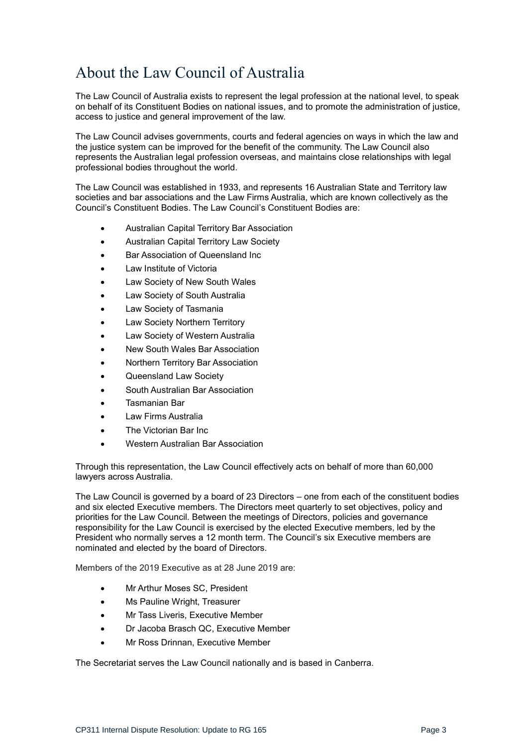# About the Law Council of Australia

The Law Council of Australia exists to represent the legal profession at the national level, to speak on behalf of its Constituent Bodies on national issues, and to promote the administration of justice, access to justice and general improvement of the law.

The Law Council advises governments, courts and federal agencies on ways in which the law and the justice system can be improved for the benefit of the community. The Law Council also represents the Australian legal profession overseas, and maintains close relationships with legal professional bodies throughout the world.

The Law Council was established in 1933, and represents 16 Australian State and Territory law societies and bar associations and the Law Firms Australia, which are known collectively as the Council's Constituent Bodies. The Law Council's Constituent Bodies are:

- Australian Capital Territory Bar Association
- Australian Capital Territory Law Society
- Bar Association of Queensland Inc
- Law Institute of Victoria
- Law Society of New South Wales
- Law Society of South Australia
- Law Society of Tasmania
- Law Society Northern Territory
- Law Society of Western Australia
- New South Wales Bar Association
- Northern Territory Bar Association
- Queensland Law Society
- South Australian Bar Association
- Tasmanian Bar
- Law Firms Australia
- The Victorian Bar Inc
- Western Australian Bar Association

Through this representation, the Law Council effectively acts on behalf of more than 60,000 lawyers across Australia.

The Law Council is governed by a board of 23 Directors – one from each of the constituent bodies and six elected Executive members. The Directors meet quarterly to set objectives, policy and priorities for the Law Council. Between the meetings of Directors, policies and governance responsibility for the Law Council is exercised by the elected Executive members, led by the President who normally serves a 12 month term. The Council's six Executive members are nominated and elected by the board of Directors.

Members of the 2019 Executive as at 28 June 2019 are:

- Mr Arthur Moses SC, President
- Ms Pauline Wright, Treasurer
- Mr Tass Liveris, Executive Member
- Dr Jacoba Brasch QC, Executive Member
- Mr Ross Drinnan, Executive Member

The Secretariat serves the Law Council nationally and is based in Canberra.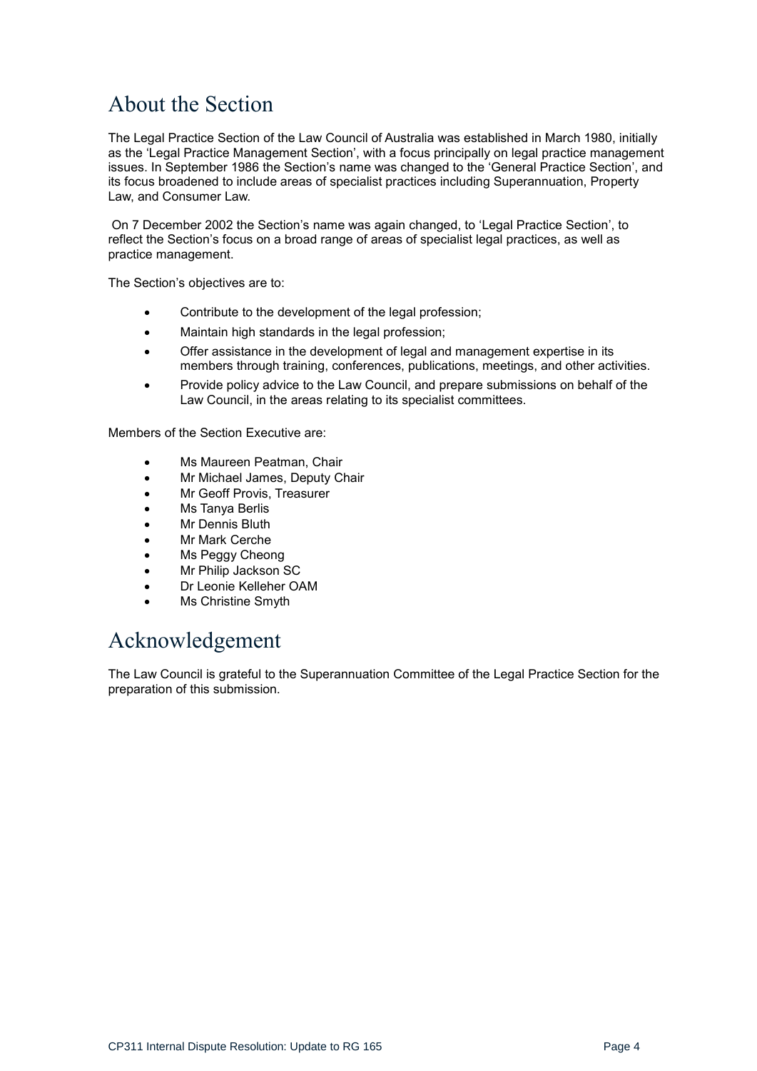# About the Section

The Legal Practice Section of the Law Council of Australia was established in March 1980, initially as the 'Legal Practice Management Section', with a focus principally on legal practice management issues. In September 1986 the Section's name was changed to the 'General Practice Section', and its focus broadened to include areas of specialist practices including Superannuation, Property Law, and Consumer Law.

On 7 December 2002 the Section's name was again changed, to 'Legal Practice Section', to reflect the Section's focus on a broad range of areas of specialist legal practices, as well as practice management.

The Section's objectives are to:

- Contribute to the development of the legal profession;
- Maintain high standards in the legal profession;
- Offer assistance in the development of legal and management expertise in its members through training, conferences, publications, meetings, and other activities.
- Provide policy advice to the Law Council, and prepare submissions on behalf of the Law Council, in the areas relating to its specialist committees.

Members of the Section Executive are:

- Ms Maureen Peatman, Chair
- Mr Michael James, Deputy Chair
- Mr Geoff Provis, Treasurer
- Ms Tanya Berlis
- Mr Dennis Bluth
- Mr Mark Cerche
- Ms Peggy Cheong
- Mr Philip Jackson SC
- Dr Leonie Kelleher OAM
- Ms Christine Smyth

# Acknowledgement

The Law Council is grateful to the Superannuation Committee of the Legal Practice Section for the preparation of this submission.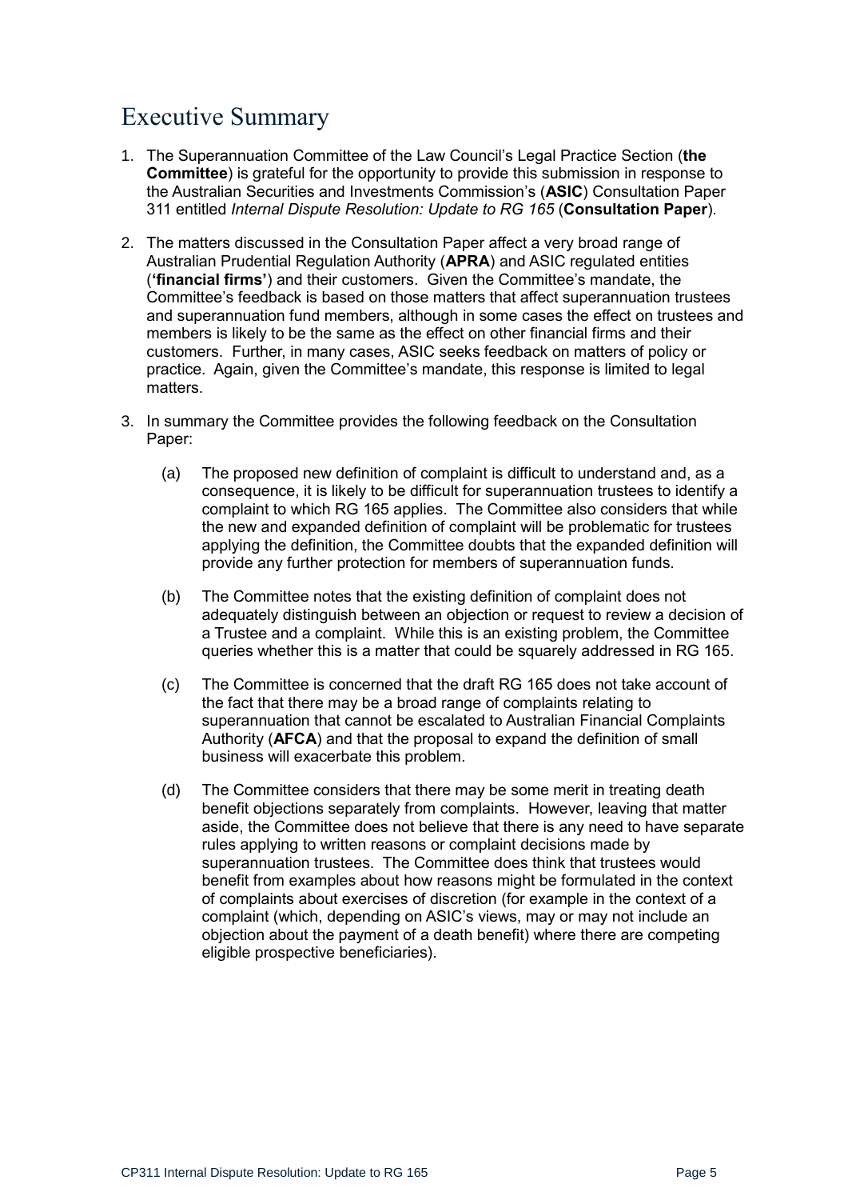# Executive Summary

1. The Superannuation Committee of the Law Council's Legal Practice Section (**the Committee**) is grateful for the opportunity to provide this submission in response to the Australian Securities and Investments Commission's (**ASIC**) Consultation Paper 311 entitled *Internal Dispute Resolution: Update to RG 165* (**Consultation Paper**).

2. The matters discussed in the Consultation Paper affect a very broad range of Australian Prudential Regulation Authority (**APRA**) and ASIC regulated entities (**'financial firms'**) and their customers. Given the Committee's mandate, the Committee's feedback is based on those matters that affect superannuation trustees and superannuation fund members, although in some cases the effect on trustees and members is likely to be the same as the effect on other financial firms and their customers. Further, in many cases, ASIC seeks feedback on matters of policy or practice. Again, given the Committee's mandate, this response is limited to legal matters.

3. In summary the Committee provides the following feedback on the Consultation Paper:

    (a) The proposed new definition of complaint is difficult to understand and, as a consequence, it is likely to be difficult for superannuation trustees to identify a complaint to which RG 165 applies. The Committee also considers that while the new and expanded definition of complaint will be problematic for trustees applying the definition, the Committee doubts that the expanded definition will provide any further protection for members of superannuation funds.

    (b) The Committee notes that the existing definition of complaint does not adequately distinguish between an objection or request to review a decision of a Trustee and a complaint. While this is an existing problem, the Committee queries whether this is a matter that could be squarely addressed in RG 165.

    (c) The Committee is concerned that the draft RG 165 does not take account of the fact that there may be a broad range of complaints relating to superannuation that cannot be escalated to Australian Financial Complaints Authority (**AFCA**) and that the proposal to expand the definition of small business will exacerbate this problem.

    (d) The Committee considers that there may be some merit in treating death benefit objections separately from complaints. However, leaving that matter aside, the Committee does not believe that there is any need to have separate rules applying to written reasons or complaint decisions made by superannuation trustees. The Committee does think that trustees would benefit from examples about how reasons might be formulated in the context of complaints about exercises of discretion (for example in the context of a complaint (which, depending on ASIC's views, may or may not include an objection about the payment of a death benefit) where there are competing eligible prospective beneficiaries).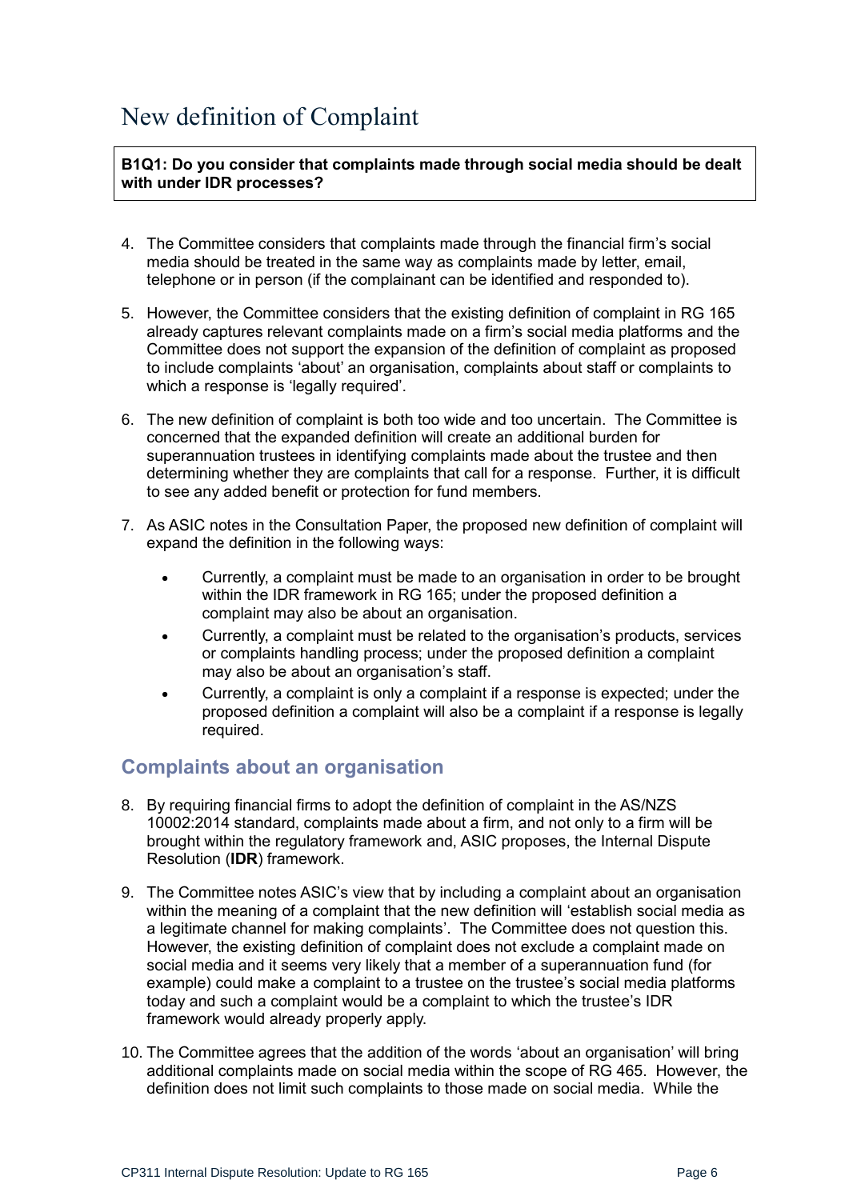# New definition of Complaint

**B1Q1: Do you consider that complaints made through social media should be dealt with under IDR processes?**

4. The Committee considers that complaints made through the financial firm's social media should be treated in the same way as complaints made by letter, email, telephone or in person (if the complainant can be identified and responded to).

5. However, the Committee considers that the existing definition of complaint in RG 165 already captures relevant complaints made on a firm's social media platforms and the Committee does not support the expansion of the definition of complaint as proposed to include complaints 'about' an organisation, complaints about staff or complaints to which a response is 'legally required'.

6. The new definition of complaint is both too wide and too uncertain. The Committee is concerned that the expanded definition will create an additional burden for superannuation trustees in identifying complaints made about the trustee and then determining whether they are complaints that call for a response. Further, it is difficult to see any added benefit or protection for fund members.

7. As ASIC notes in the Consultation Paper, the proposed new definition of complaint will expand the definition in the following ways:

   - Currently, a complaint must be made to an organisation in order to be brought within the IDR framework in RG 165; under the proposed definition a complaint may also be about an organisation.
   - Currently, a complaint must be related to the organisation's products, services or complaints handling process; under the proposed definition a complaint may also be about an organisation's staff.
   - Currently, a complaint is only a complaint if a response is expected; under the proposed definition a complaint will also be a complaint if a response is legally required.

## Complaints about an organisation

8. By requiring financial firms to adopt the definition of complaint in the AS/NZS 10002:2014 standard, complaints made about a firm, and not only to a firm will be brought within the regulatory framework and, ASIC proposes, the Internal Dispute Resolution (**IDR**) framework.

9. The Committee notes ASIC's view that by including a complaint about an organisation within the meaning of a complaint that the new definition will 'establish social media as a legitimate channel for making complaints'. The Committee does not question this. However, the existing definition of complaint does not exclude a complaint made on social media and it seems very likely that a member of a superannuation fund (for example) could make a complaint to a trustee on the trustee's social media platforms today and such a complaint would be a complaint to which the trustee's IDR framework would already properly apply.

10. The Committee agrees that the addition of the words 'about an organisation' will bring additional complaints made on social media within the scope of RG 465. However, the definition does not limit such complaints to those made on social media. While the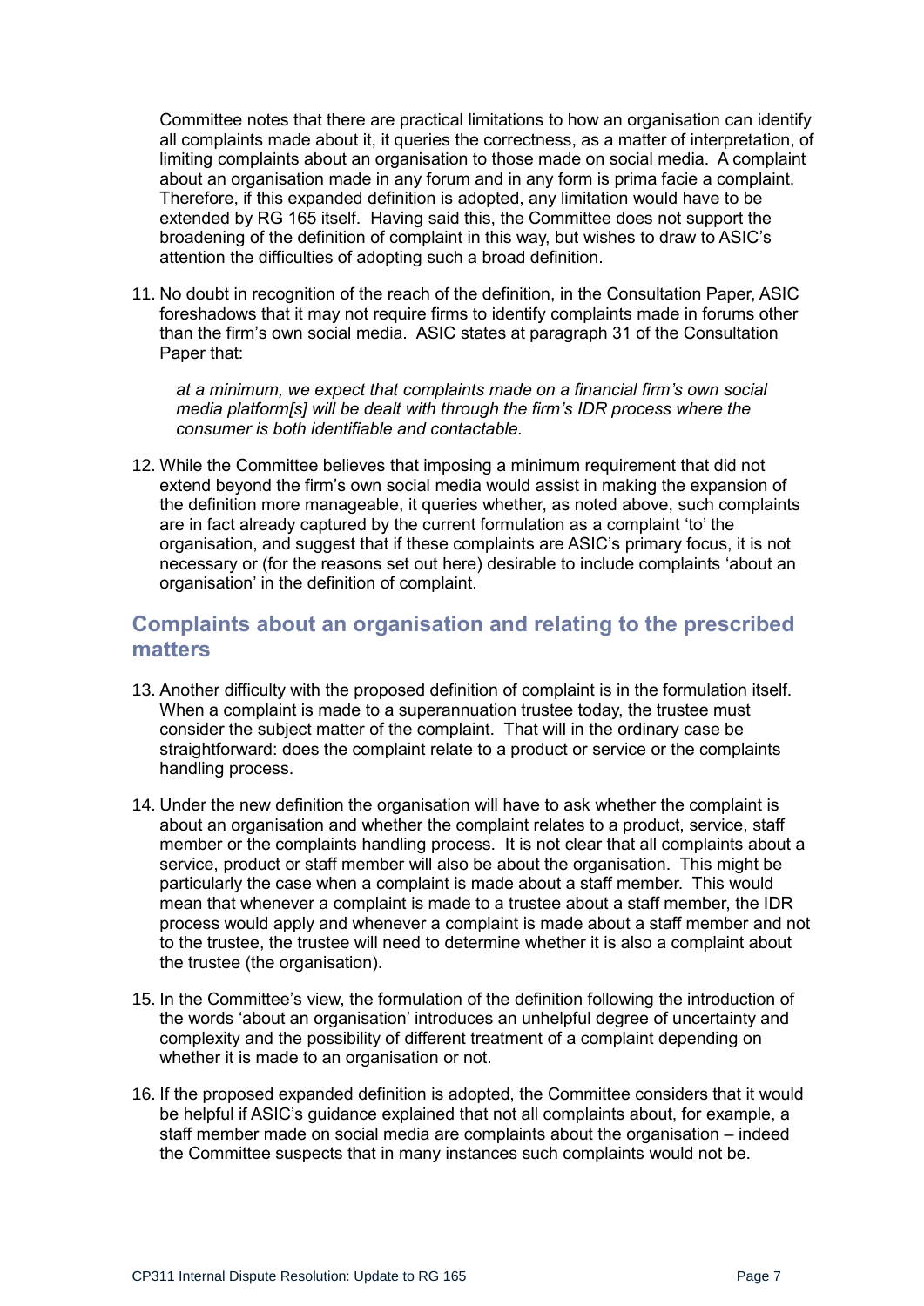Committee notes that there are practical limitations to how an organisation can identify all complaints made about it, it queries the correctness, as a matter of interpretation, of limiting complaints about an organisation to those made on social media. A complaint about an organisation made in any forum and in any form is prima facie a complaint. Therefore, if this expanded definition is adopted, any limitation would have to be extended by RG 165 itself. Having said this, the Committee does not support the broadening of the definition of complaint in this way, but wishes to draw to ASIC's attention the difficulties of adopting such a broad definition.

11. No doubt in recognition of the reach of the definition, in the Consultation Paper, ASIC foreshadows that it may not require firms to identify complaints made in forums other than the firm's own social media. ASIC states at paragraph 31 of the Consultation Paper that:

    *at a minimum, we expect that complaints made on a financial firm's own social media platform[s] will be dealt with through the firm's IDR process where the consumer is both identifiable and contactable.*

12. While the Committee believes that imposing a minimum requirement that did not extend beyond the firm's own social media would assist in making the expansion of the definition more manageable, it queries whether, as noted above, such complaints are in fact already captured by the current formulation as a complaint 'to' the organisation, and suggest that if these complaints are ASIC's primary focus, it is not necessary or (for the reasons set out here) desirable to include complaints 'about an organisation' in the definition of complaint.

## Complaints about an organisation and relating to the prescribed matters

13. Another difficulty with the proposed definition of complaint is in the formulation itself. When a complaint is made to a superannuation trustee today, the trustee must consider the subject matter of the complaint. That will in the ordinary case be straightforward: does the complaint relate to a product or service or the complaints handling process.

14. Under the new definition the organisation will have to ask whether the complaint is about an organisation and whether the complaint relates to a product, service, staff member or the complaints handling process. It is not clear that all complaints about a service, product or staff member will also be about the organisation. This might be particularly the case when a complaint is made about a staff member. This would mean that whenever a complaint is made to a trustee about a staff member, the IDR process would apply and whenever a complaint is made about a staff member and not to the trustee, the trustee will need to determine whether it is also a complaint about the trustee (the organisation).

15. In the Committee's view, the formulation of the definition following the introduction of the words 'about an organisation' introduces an unhelpful degree of uncertainty and complexity and the possibility of different treatment of a complaint depending on whether it is made to an organisation or not.

16. If the proposed expanded definition is adopted, the Committee considers that it would be helpful if ASIC's guidance explained that not all complaints about, for example, a staff member made on social media are complaints about the organisation – indeed the Committee suspects that in many instances such complaints would not be.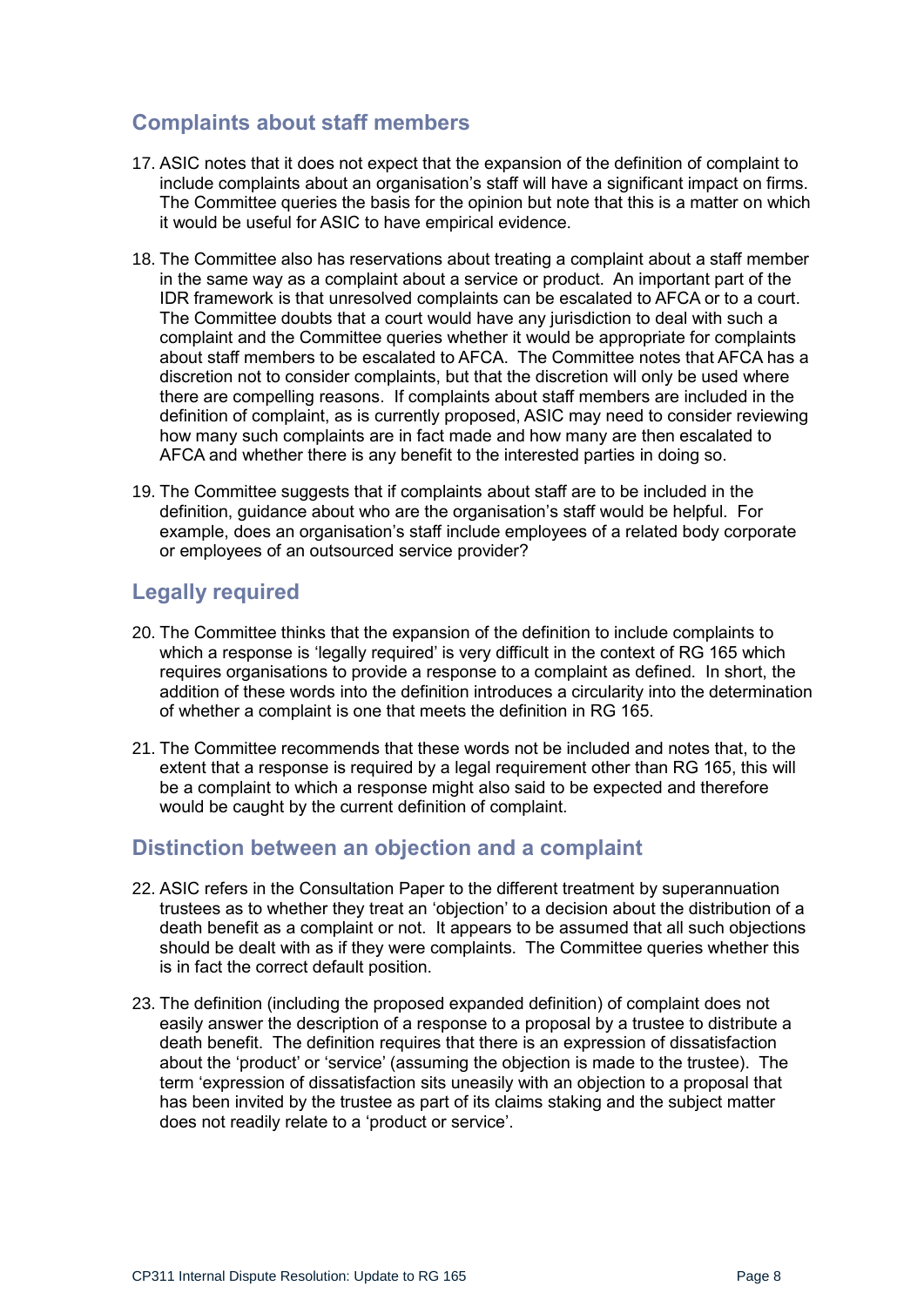## Complaints about staff members

17. ASIC notes that it does not expect that the expansion of the definition of complaint to include complaints about an organisation's staff will have a significant impact on firms. The Committee queries the basis for the opinion but note that this is a matter on which it would be useful for ASIC to have empirical evidence.

18. The Committee also has reservations about treating a complaint about a staff member in the same way as a complaint about a service or product. An important part of the IDR framework is that unresolved complaints can be escalated to AFCA or to a court. The Committee doubts that a court would have any jurisdiction to deal with such a complaint and the Committee queries whether it would be appropriate for complaints about staff members to be escalated to AFCA. The Committee notes that AFCA has a discretion not to consider complaints, but that the discretion will only be used where there are compelling reasons. If complaints about staff members are included in the definition of complaint, as is currently proposed, ASIC may need to consider reviewing how many such complaints are in fact made and how many are then escalated to AFCA and whether there is any benefit to the interested parties in doing so.

19. The Committee suggests that if complaints about staff are to be included in the definition, guidance about who are the organisation's staff would be helpful. For example, does an organisation's staff include employees of a related body corporate or employees of an outsourced service provider?

## Legally required

20. The Committee thinks that the expansion of the definition to include complaints to which a response is 'legally required' is very difficult in the context of RG 165 which requires organisations to provide a response to a complaint as defined. In short, the addition of these words into the definition introduces a circularity into the determination of whether a complaint is one that meets the definition in RG 165.

21. The Committee recommends that these words not be included and notes that, to the extent that a response is required by a legal requirement other than RG 165, this will be a complaint to which a response might also said to be expected and therefore would be caught by the current definition of complaint.

## Distinction between an objection and a complaint

22. ASIC refers in the Consultation Paper to the different treatment by superannuation trustees as to whether they treat an 'objection' to a decision about the distribution of a death benefit as a complaint or not. It appears to be assumed that all such objections should be dealt with as if they were complaints. The Committee queries whether this is in fact the correct default position.

23. The definition (including the proposed expanded definition) of complaint does not easily answer the description of a response to a proposal by a trustee to distribute a death benefit. The definition requires that there is an expression of dissatisfaction about the 'product' or 'service' (assuming the objection is made to the trustee). The term 'expression of dissatisfaction sits uneasily with an objection to a proposal that has been invited by the trustee as part of its claims staking and the subject matter does not readily relate to a 'product or service'.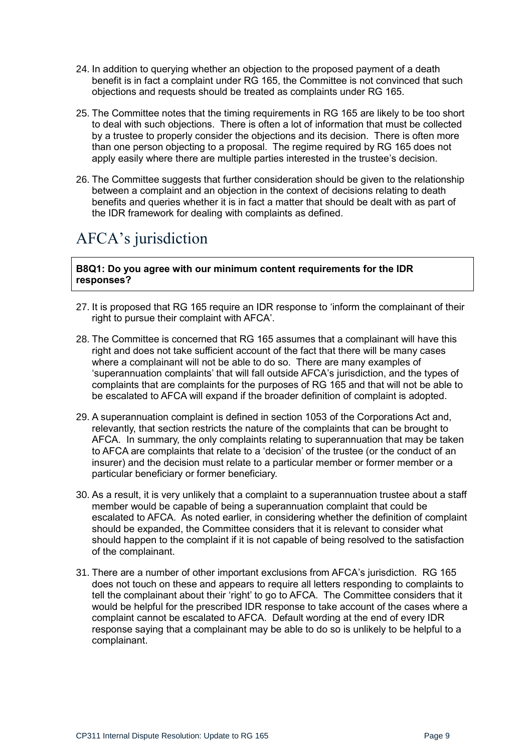24. In addition to querying whether an objection to the proposed payment of a death benefit is in fact a complaint under RG 165, the Committee is not convinced that such objections and requests should be treated as complaints under RG 165.

25. The Committee notes that the timing requirements in RG 165 are likely to be too short to deal with such objections. There is often a lot of information that must be collected by a trustee to properly consider the objections and its decision. There is often more than one person objecting to a proposal. The regime required by RG 165 does not apply easily where there are multiple parties interested in the trustee's decision.

26. The Committee suggests that further consideration should be given to the relationship between a complaint and an objection in the context of decisions relating to death benefits and queries whether it is in fact a matter that should be dealt with as part of the IDR framework for dealing with complaints as defined.

## AFCA's jurisdiction

**B8Q1: Do you agree with our minimum content requirements for the IDR responses?**

27. It is proposed that RG 165 require an IDR response to 'inform the complainant of their right to pursue their complaint with AFCA'.

28. The Committee is concerned that RG 165 assumes that a complainant will have this right and does not take sufficient account of the fact that there will be many cases where a complainant will not be able to do so. There are many examples of 'superannuation complaints' that will fall outside AFCA's jurisdiction, and the types of complaints that are complaints for the purposes of RG 165 and that will not be able to be escalated to AFCA will expand if the broader definition of complaint is adopted.

29. A superannuation complaint is defined in section 1053 of the Corporations Act and, relevantly, that section restricts the nature of the complaints that can be brought to AFCA. In summary, the only complaints relating to superannuation that may be taken to AFCA are complaints that relate to a 'decision' of the trustee (or the conduct of an insurer) and the decision must relate to a particular member or former member or a particular beneficiary or former beneficiary.

30. As a result, it is very unlikely that a complaint to a superannuation trustee about a staff member would be capable of being a superannuation complaint that could be escalated to AFCA. As noted earlier, in considering whether the definition of complaint should be expanded, the Committee considers that it is relevant to consider what should happen to the complaint if it is not capable of being resolved to the satisfaction of the complainant.

31. There are a number of other important exclusions from AFCA's jurisdiction. RG 165 does not touch on these and appears to require all letters responding to complaints to tell the complainant about their 'right' to go to AFCA. The Committee considers that it would be helpful for the prescribed IDR response to take account of the cases where a complaint cannot be escalated to AFCA. Default wording at the end of every IDR response saying that a complainant may be able to do so is unlikely to be helpful to a complainant.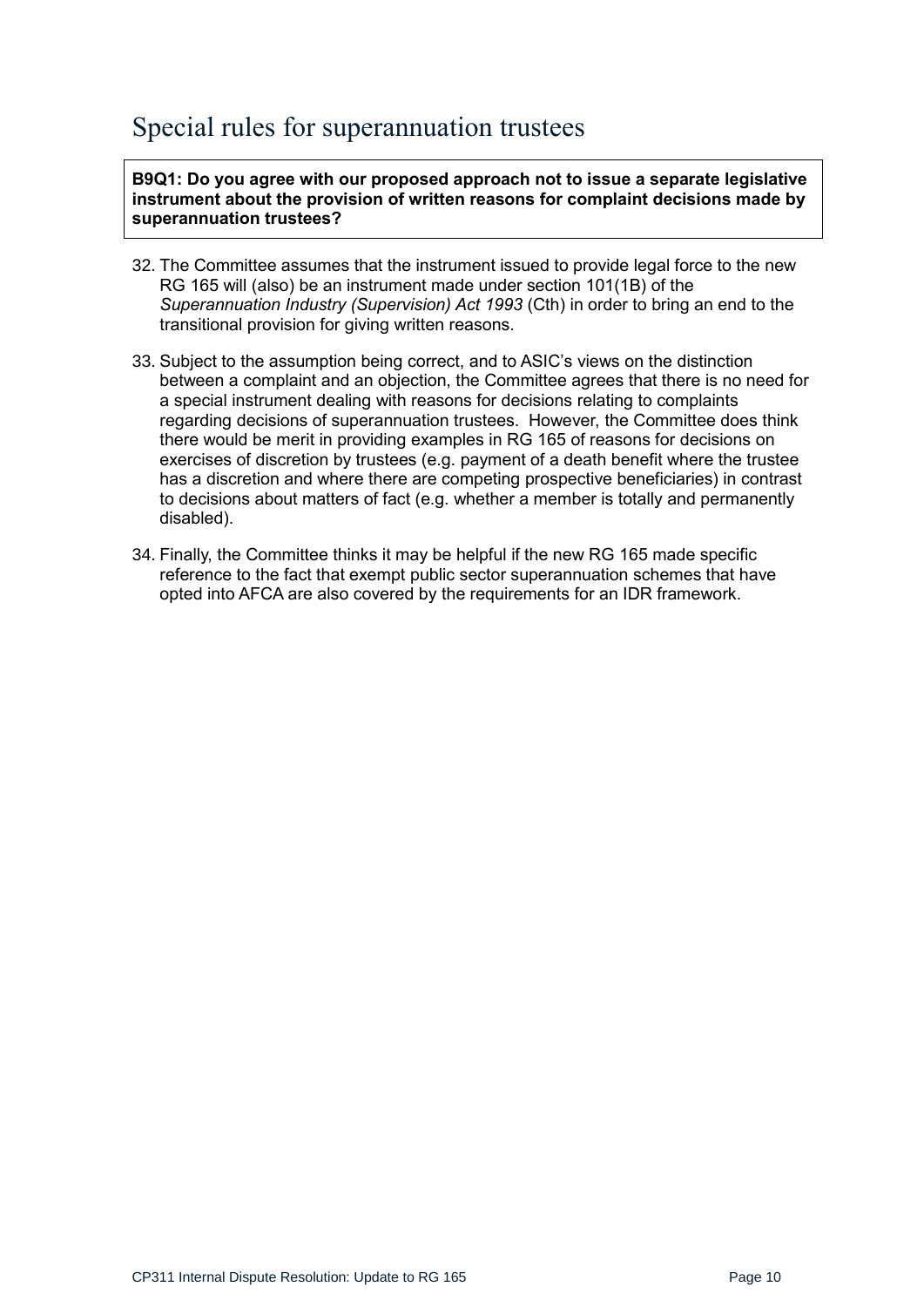## Special rules for superannuation trustees

**B9Q1: Do you agree with our proposed approach not to issue a separate legislative instrument about the provision of written reasons for complaint decisions made by superannuation trustees?**

32. The Committee assumes that the instrument issued to provide legal force to the new RG 165 will (also) be an instrument made under section 101(1B) of the *Superannuation Industry (Supervision) Act 1993* (Cth) in order to bring an end to the transitional provision for giving written reasons.

33. Subject to the assumption being correct, and to ASIC's views on the distinction between a complaint and an objection, the Committee agrees that there is no need for a special instrument dealing with reasons for decisions relating to complaints regarding decisions of superannuation trustees. However, the Committee does think there would be merit in providing examples in RG 165 of reasons for decisions on exercises of discretion by trustees (e.g. payment of a death benefit where the trustee has a discretion and where there are competing prospective beneficiaries) in contrast to decisions about matters of fact (e.g. whether a member is totally and permanently disabled).

34. Finally, the Committee thinks it may be helpful if the new RG 165 made specific reference to the fact that exempt public sector superannuation schemes that have opted into AFCA are also covered by the requirements for an IDR framework.